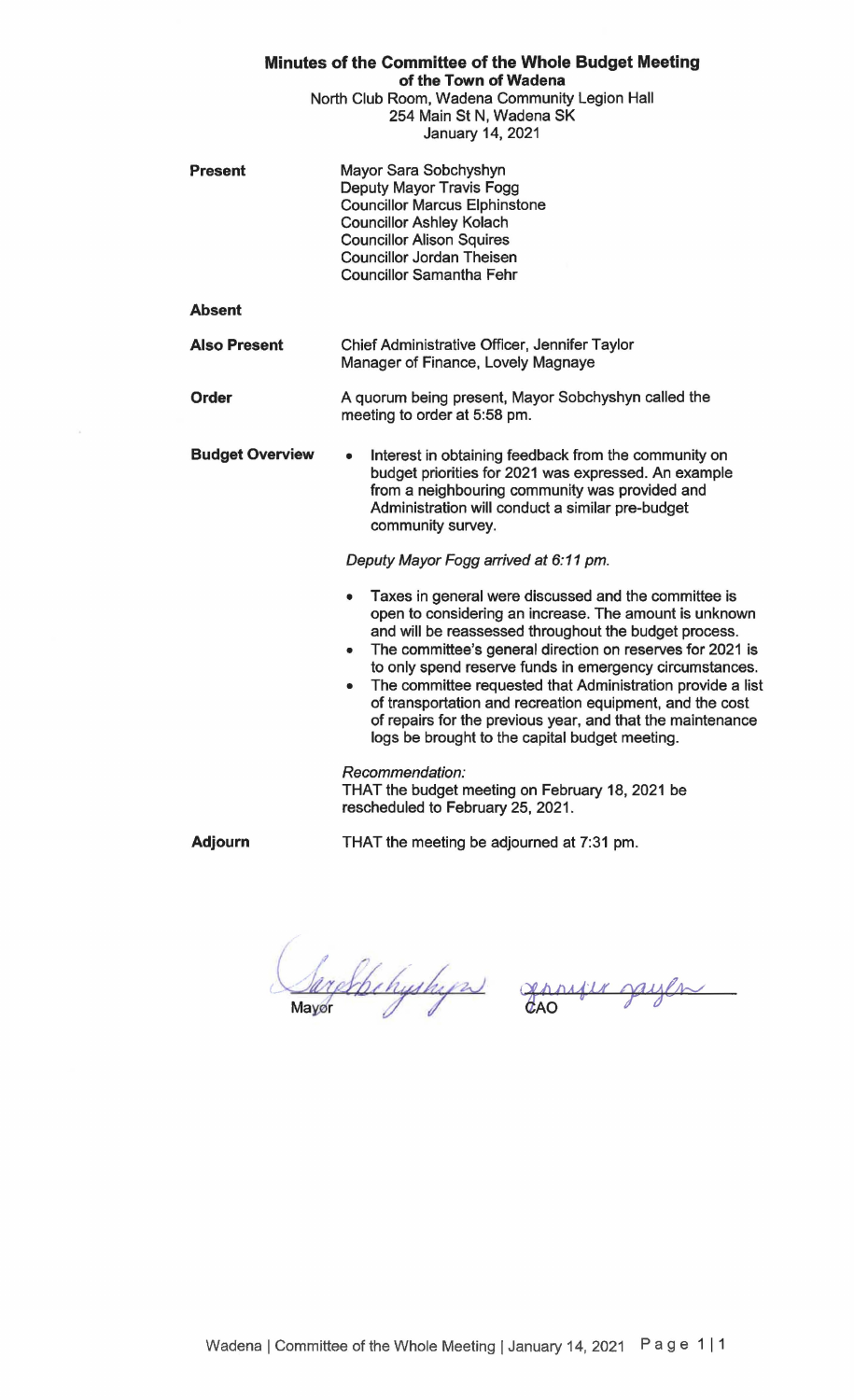# Minutes of the Committee of the Whole Budget Meeting
## of the Town of Wadena

North Club Room, Wadena Community Legion Hall
254 Main St N, Wadena SK
January 14, 2021

**Present**

Mayor Sara Sobchyshyn
Deputy Mayor Travis Fogg
Councillor Marcus Elphinstone
Councillor Ashley Kolach
Councillor Alison Squires
Councillor Jordan Theisen
Councillor Samantha Fehr

**Absent**

**Also Present**

Chief Administrative Officer, Jennifer Taylor
Manager of Finance, Lovely Magnaye

**Order**

A quorum being present, Mayor Sobchyshyn called the meeting to order at 5:58 pm.

**Budget Overview**

- Interest in obtaining feedback from the community on budget priorities for 2021 was expressed. An example from a neighbouring community was provided and Administration will conduct a similar pre-budget community survey.

*Deputy Mayor Fogg arrived at 6:11 pm.*

- Taxes in general were discussed and the committee is open to considering an increase. The amount is unknown and will be reassessed throughout the budget process.
- The committee's general direction on reserves for 2021 is to only spend reserve funds in emergency circumstances.
- The committee requested that Administration provide a list of transportation and recreation equipment, and the cost of repairs for the previous year, and that the maintenance logs be brought to the capital budget meeting.

*Recommendation:*
THAT the budget meeting on February 18, 2021 be rescheduled to February 25, 2021.

**Adjourn**

THAT the meeting be adjourned at 7:31 pm.

Mayor

CAO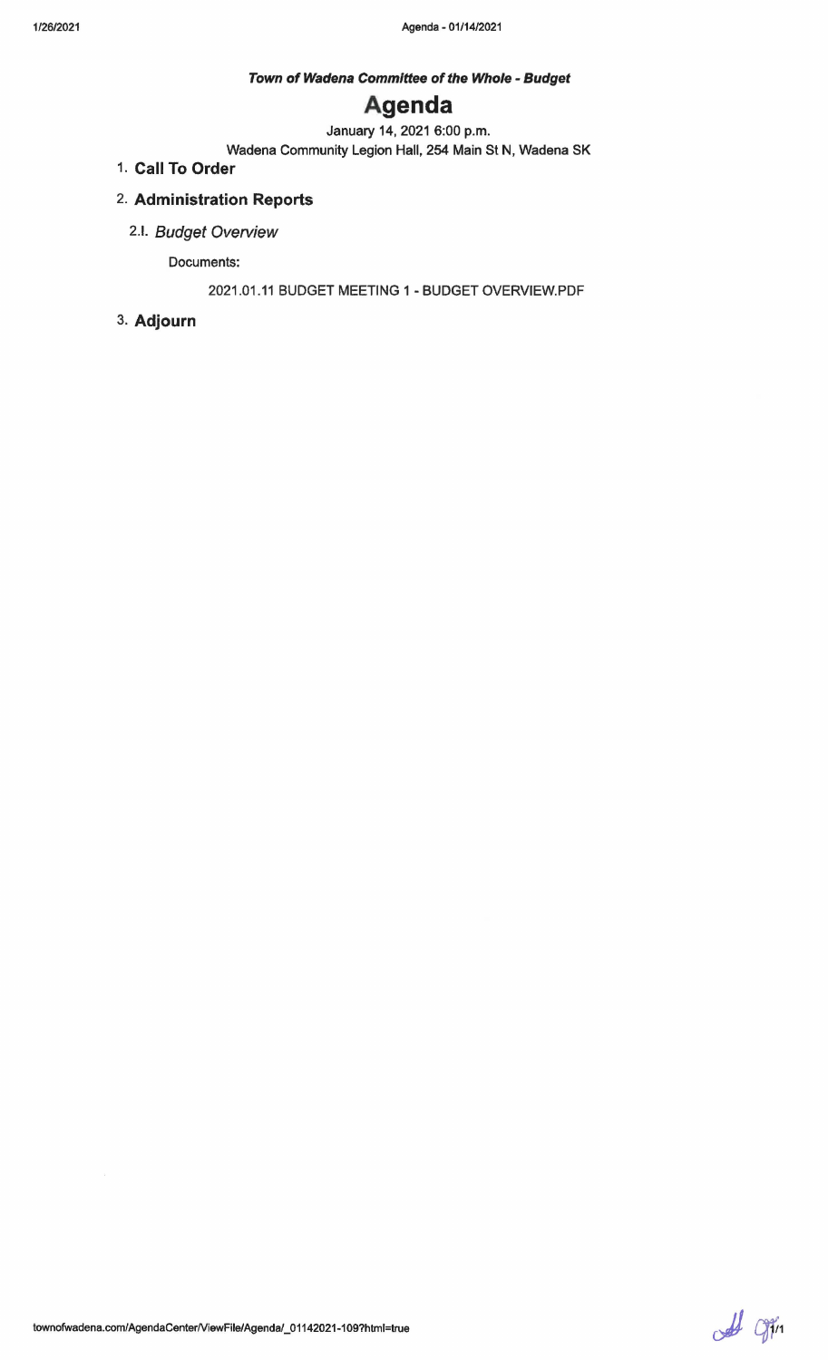*Town of Wadena Committee of the Whole - Budget*

# Agenda

January 14, 2021 6:00 p.m.

Wadena Community Legion Hall, 254 Main St N, Wadena SK

1. **Call To Order**

2. **Administration Reports**

   2.I. *Budget Overview*

   Documents:

   2021.01.11 BUDGET MEETING 1 - BUDGET OVERVIEW.PDF

3. **Adjourn**